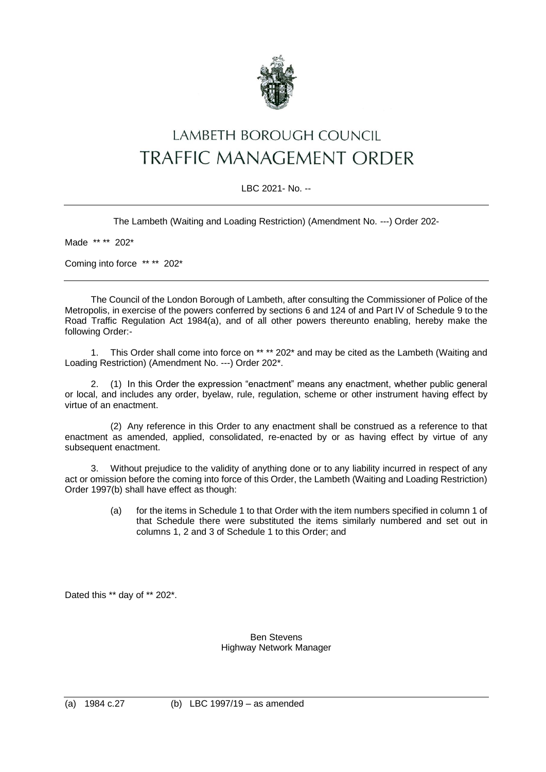# LAMBETH BOROUGH COUNCIL
# TRAFFIC MANAGEMENT ORDER

LBC 2021- No. --

---

The Lambeth (Waiting and Loading Restriction) (Amendment No. ---) Order 202-

Made ** ** 202*

Coming into force ** ** 202*

---

The Council of the London Borough of Lambeth, after consulting the Commissioner of Police of the Metropolis, in exercise of the powers conferred by sections 6 and 124 of and Part IV of Schedule 9 to the Road Traffic Regulation Act 1984(a), and of all other powers thereunto enabling, hereby make the following Order:-

1. This Order shall come into force on ** ** 202* and may be cited as the Lambeth (Waiting and Loading Restriction) (Amendment No. ---) Order 202*.

2. (1) In this Order the expression "enactment" means any enactment, whether public general or local, and includes any order, byelaw, rule, regulation, scheme or other instrument having effect by virtue of an enactment.

   (2) Any reference in this Order to any enactment shall be construed as a reference to that enactment as amended, applied, consolidated, re-enacted by or as having effect by virtue of any subsequent enactment.

3. Without prejudice to the validity of anything done or to any liability incurred in respect of any act or omission before the coming into force of this Order, the Lambeth (Waiting and Loading Restriction) Order 1997(b) shall have effect as though:

   (a) for the items in Schedule 1 to that Order with the item numbers specified in column 1 of that Schedule there were substituted the items similarly numbered and set out in columns 1, 2 and 3 of Schedule 1 to this Order; and

Dated this ** day of ** 202*.

Ben Stevens
Highway Network Manager

---

(a) 1984 c.27 (b) LBC 1997/19 – as amended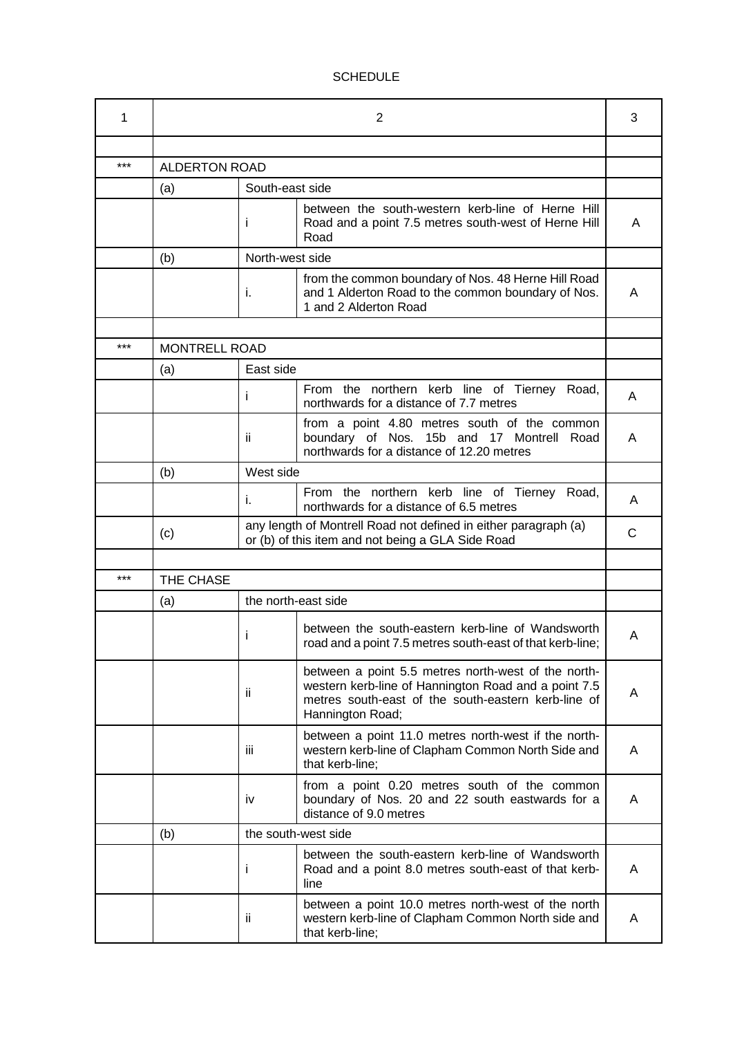SCHEDULE

| 1 | 2 | | | 3 |
|---|---|---|---|---|
| | | | | |
| *** | ALDERTON ROAD | | | |
| | (a) | South-east side | | |
| | | i | between the south-western kerb-line of Herne Hill Road and a point 7.5 metres south-west of Herne Hill Road | A |
| | (b) | North-west side | | |
| | | i. | from the common boundary of Nos. 48 Herne Hill Road and 1 Alderton Road to the common boundary of Nos. 1 and 2 Alderton Road | A |
| | | | | |
| *** | MONTRELL ROAD | | | |
| | (a) | East side | | |
| | | i | From the northern kerb line of Tierney Road, northwards for a distance of 7.7 metres | A |
| | | ii | from a point 4.80 metres south of the common boundary of Nos. 15b and 17 Montrell Road northwards for a distance of 12.20 metres | A |
| | (b) | West side | | |
| | | i. | From the northern kerb line of Tierney Road, northwards for a distance of 6.5 metres | A |
| | (c) | any length of Montrell Road not defined in either paragraph (a) or (b) of this item and not being a GLA Side Road | | C |
| | | | | |
| *** | THE CHASE | | | |
| | (a) | the north-east side | | |
| | | i | between the south-eastern kerb-line of Wandsworth road and a point 7.5 metres south-east of that kerb-line; | A |
| | | ii | between a point 5.5 metres north-west of the north-western kerb-line of Hannington Road and a point 7.5 metres south-east of the south-eastern kerb-line of Hannington Road; | A |
| | | iii | between a point 11.0 metres north-west if the north-western kerb-line of Clapham Common North Side and that kerb-line; | A |
| | | iv | from a point 0.20 metres south of the common boundary of Nos. 20 and 22 south eastwards for a distance of 9.0 metres | A |
| | (b) | the south-west side | | |
| | | i | between the south-eastern kerb-line of Wandsworth Road and a point 8.0 metres south-east of that kerb-line | A |
| | | ii | between a point 10.0 metres north-west of the north western kerb-line of Clapham Common North side and that kerb-line; | A |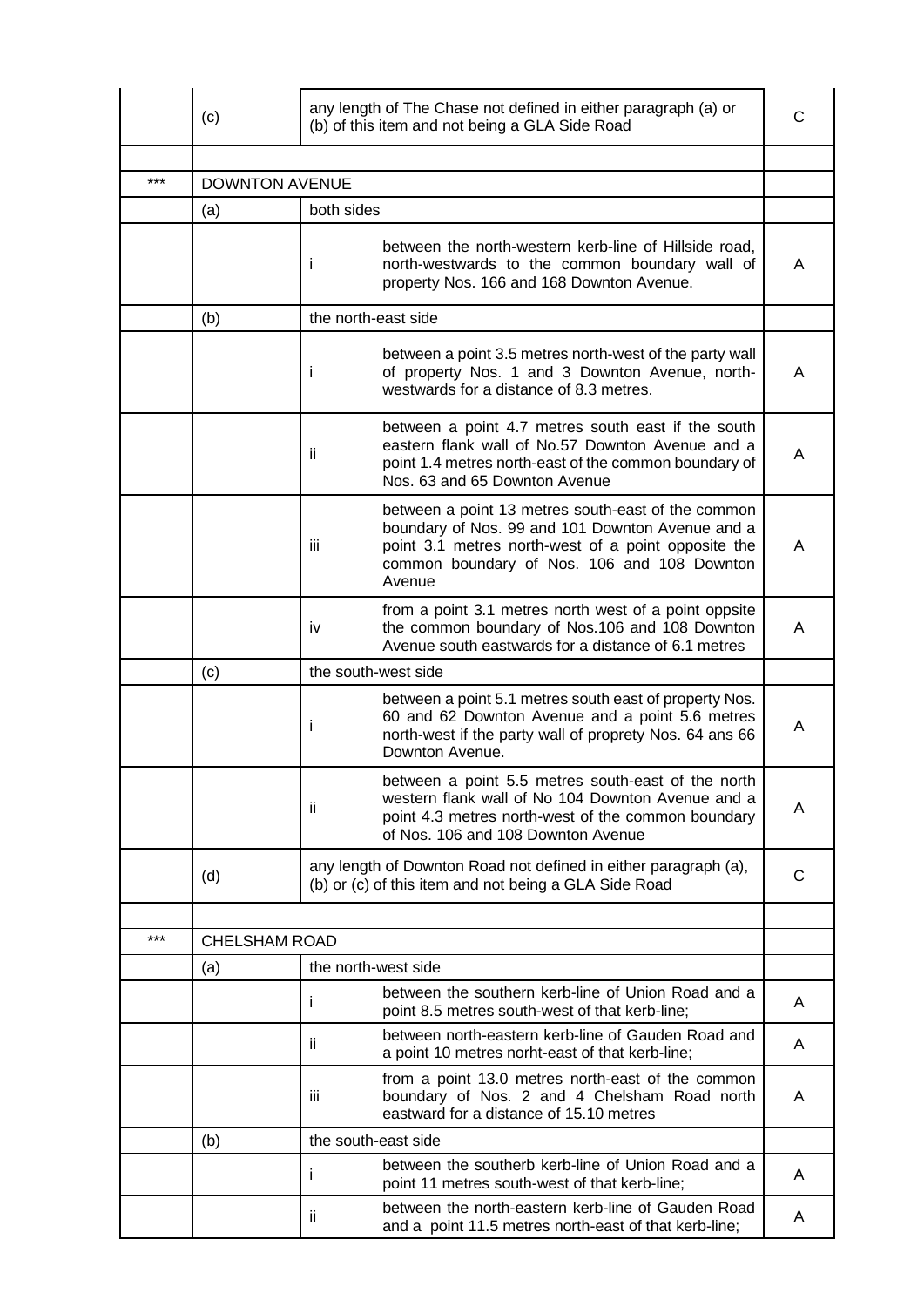| | | | | |
|---|---|---|---|---|
| | (c) | any length of The Chase not defined in either paragraph (a) or (b) of this item and not being a GLA Side Road | | C |
| | | | | |
| *** | DOWNTON AVENUE | | | |
| | (a) | both sides | | |
| | | i | between the north-western kerb-line of Hillside road, north-westwards to the common boundary wall of property Nos. 166 and 168 Downton Avenue. | A |
| | (b) | the north-east side | | |
| | | i | between a point 3.5 metres north-west of the party wall of property Nos. 1 and 3 Downton Avenue, north-westwards for a distance of 8.3 metres. | A |
| | | ii | between a point 4.7 metres south east if the south eastern flank wall of No.57 Downton Avenue and a point 1.4 metres north-east of the common boundary of Nos. 63 and 65 Downton Avenue | A |
| | | iii | between a point 13 metres south-east of the common boundary of Nos. 99 and 101 Downton Avenue and a point 3.1 metres north-west of a point opposite the common boundary of Nos. 106 and 108 Downton Avenue | A |
| | | iv | from a point 3.1 metres north west of a point oppsite the common boundary of Nos.106 and 108 Downton Avenue south eastwards for a distance of 6.1 metres | A |
| | (c) | the south-west side | | |
| | | i | between a point 5.1 metres south east of property Nos. 60 and 62 Downton Avenue and a point 5.6 metres north-west if the party wall of proprety Nos. 64 ans 66 Downton Avenue. | A |
| | | ii | between a point 5.5 metres south-east of the north western flank wall of No 104 Downton Avenue and a point 4.3 metres north-west of the common boundary of Nos. 106 and 108 Downton Avenue | A |
| | (d) | any length of Downton Road not defined in either paragraph (a), (b) or (c) of this item and not being a GLA Side Road | | C |
| | | | | |
| *** | CHELSHAM ROAD | | | |
| | (a) | the north-west side | | |
| | | i | between the southern kerb-line of Union Road and a point 8.5 metres south-west of that kerb-line; | A |
| | | ii | between north-eastern kerb-line of Gauden Road and a point 10 metres norht-east of that kerb-line; | A |
| | | iii | from a point 13.0 metres north-east of the common boundary of Nos. 2 and 4 Chelsham Road north eastward for a distance of 15.10 metres | A |
| | (b) | the south-east side | | |
| | | i | between the southerb kerb-line of Union Road and a point 11 metres south-west of that kerb-line; | A |
| | | ii | between the north-eastern kerb-line of Gauden Road and a point 11.5 metres north-east of that kerb-line; | A |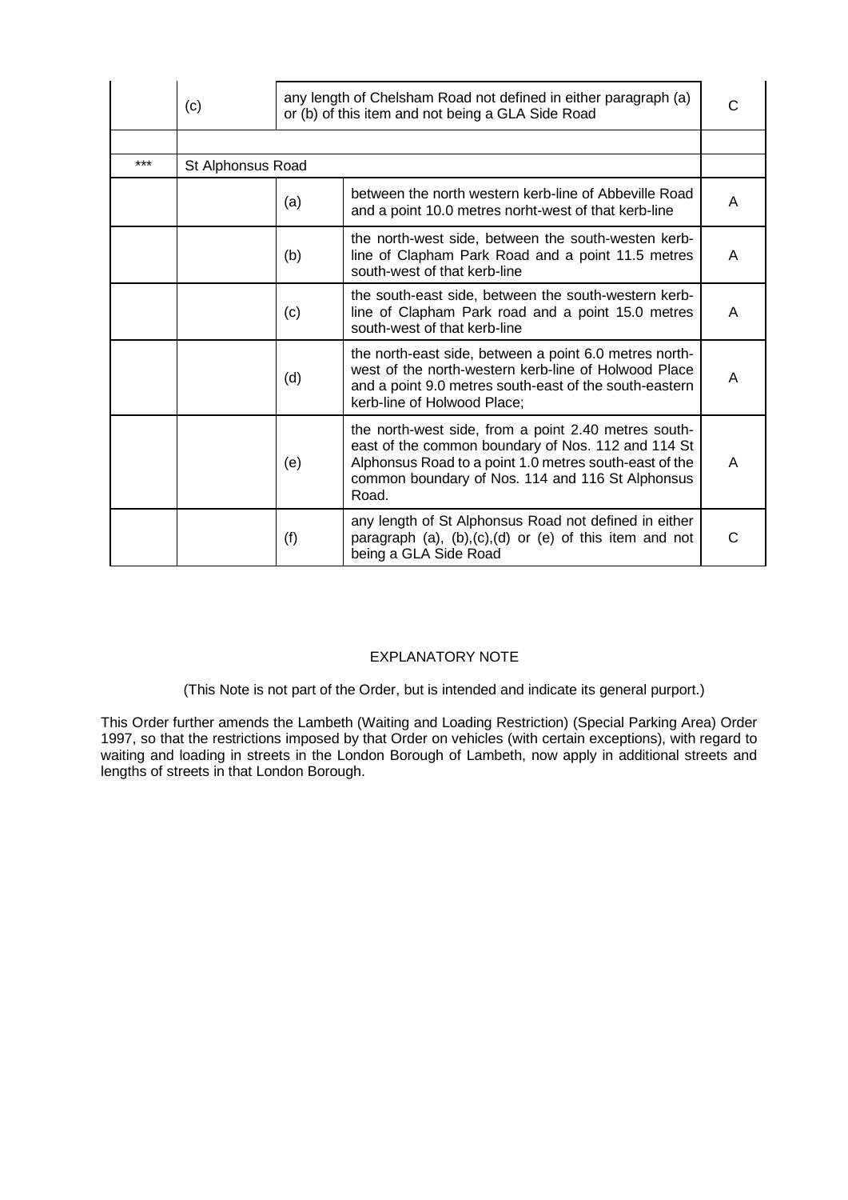| | | | | |
|---|---|---|---|---|
| | (c) | any length of Chelsham Road not defined in either paragraph (a) or (b) of this item and not being a GLA Side Road | | C |
| | | | | |
| *** | St Alphonsus Road | | | |
| | | (a) | between the north western kerb-line of Abbeville Road and a point 10.0 metres norht-west of that kerb-line | A |
| | | (b) | the north-west side, between the south-westen kerb-line of Clapham Park Road and a point 11.5 metres south-west of that kerb-line | A |
| | | (c) | the south-east side, between the south-western kerb-line of Clapham Park road and a point 15.0 metres south-west of that kerb-line | A |
| | | (d) | the north-east side, between a point 6.0 metres north-west of the north-western kerb-line of Holwood Place and a point 9.0 metres south-east of the south-eastern kerb-line of Holwood Place; | A |
| | | (e) | the north-west side, from a point 2.40 metres south-east of the common boundary of Nos. 112 and 114 St Alphonsus Road to a point 1.0 metres south-east of the common boundary of Nos. 114 and 116 St Alphonsus Road. | A |
| | | (f) | any length of St Alphonsus Road not defined in either paragraph (a), (b),(c),(d) or (e) of this item and not being a GLA Side Road | C |

EXPLANATORY NOTE

(This Note is not part of the Order, but is intended and indicate its general purport.)

This Order further amends the Lambeth (Waiting and Loading Restriction) (Special Parking Area) Order 1997, so that the restrictions imposed by that Order on vehicles (with certain exceptions), with regard to waiting and loading in streets in the London Borough of Lambeth, now apply in additional streets and lengths of streets in that London Borough.